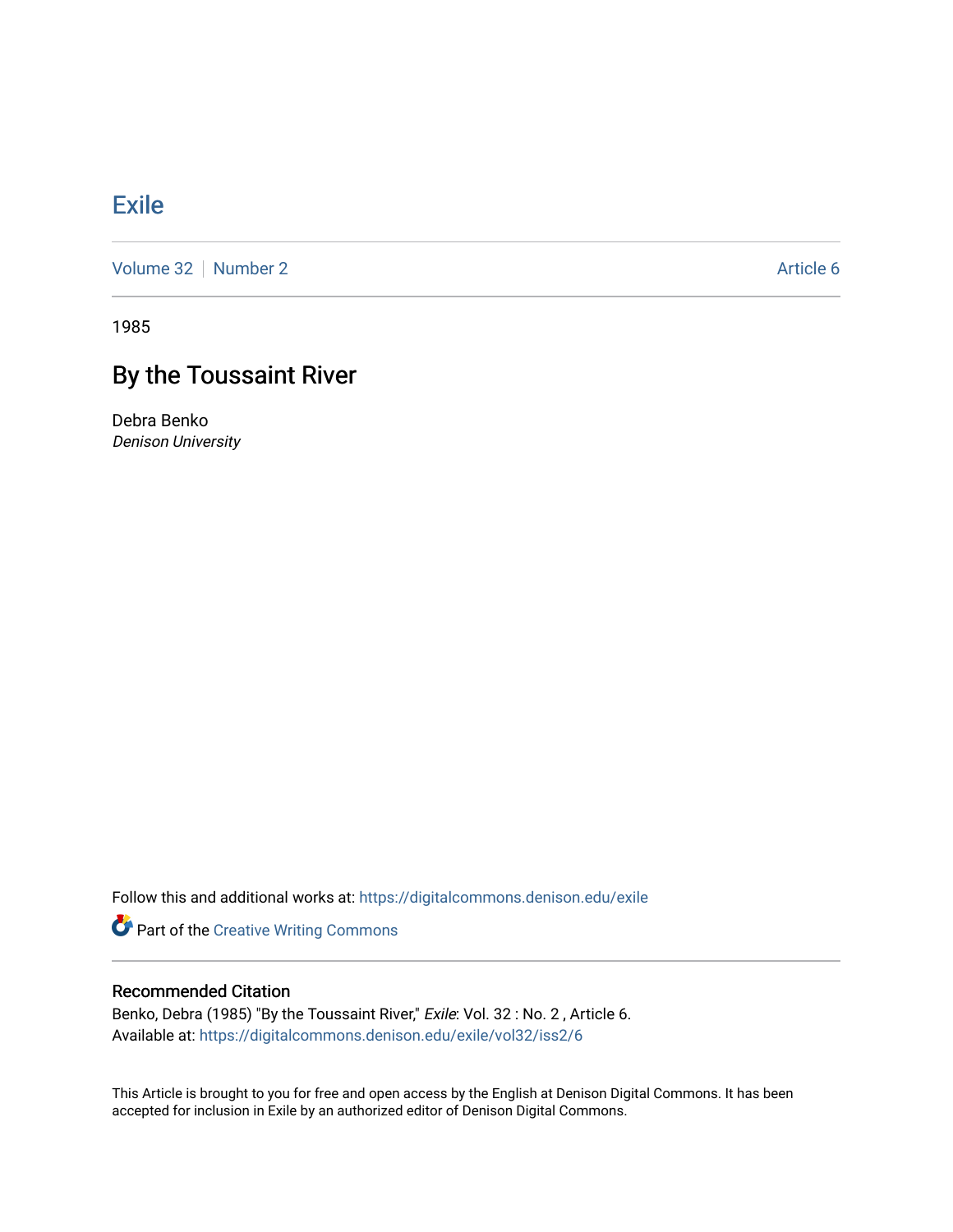# Exile

Volume 32 | Number 2 | Article 6

1985

## By the Toussaint River

Debra Benko
*Denison University*

Follow this and additional works at: https://digitalcommons.denison.edu/exile

Part of the Creative Writing Commons

### Recommended Citation

Benko, Debra (1985) "By the Toussaint River," *Exile*: Vol. 32 : No. 2 , Article 6.
Available at: https://digitalcommons.denison.edu/exile/vol32/iss2/6

This Article is brought to you for free and open access by the English at Denison Digital Commons. It has been accepted for inclusion in Exile by an authorized editor of Denison Digital Commons.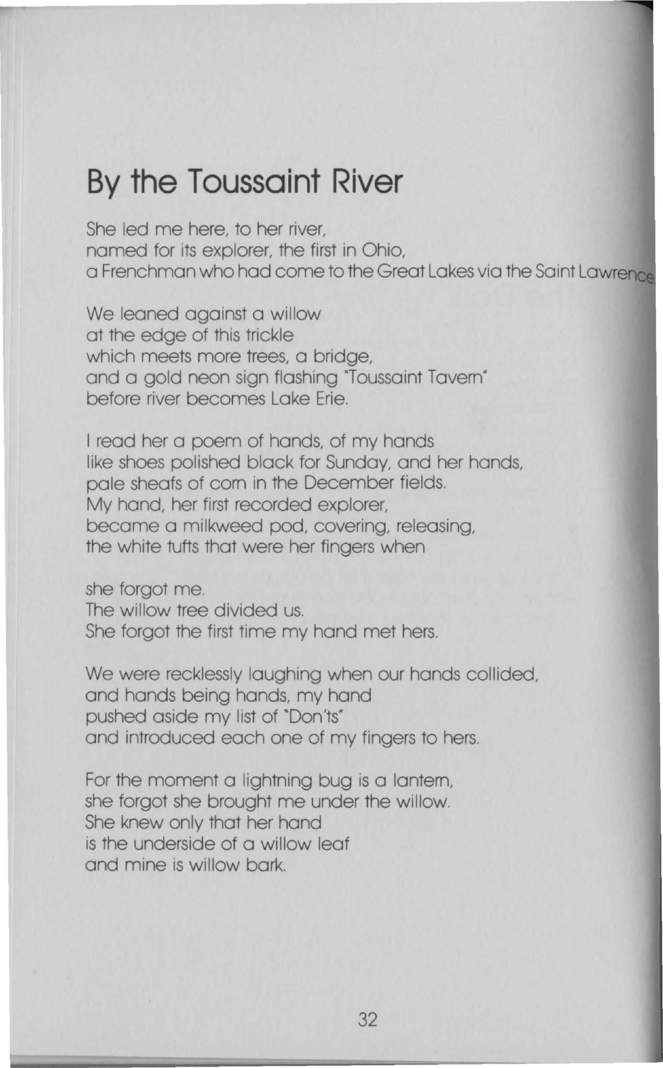# By the Toussaint River

She led me here, to her river,  
named for its explorer, the first in Ohio,  
a Frenchman who had come to the Great Lakes via the Saint Lawrence

We leaned against a willow  
at the edge of this trickle  
which meets more trees, a bridge,  
and a gold neon sign flashing "Toussaint Tavern"  
before river becomes Lake Erie.

I read her a poem of hands, of my hands  
like shoes polished black for Sunday, and her hands,  
pale sheafs of corn in the December fields.  
My hand, her first recorded explorer,  
became a milkweed pod, covering, releasing,  
the white tufts that were her fingers when

she forgot me.  
The willow tree divided us.  
She forgot the first time my hand met hers.

We were recklessly laughing when our hands collided,  
and hands being hands, my hand  
pushed aside my list of "Don'ts"  
and introduced each one of my fingers to hers.

For the moment a lightning bug is a lantern,  
she forgot she brought me under the willow.  
She knew only that her hand  
is the underside of a willow leaf  
and mine is willow bark.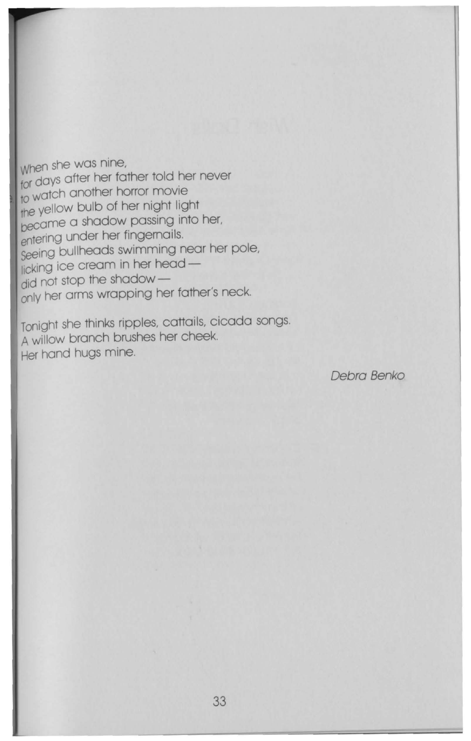When she was nine,
for days after her father told her never
to watch another horror movie
the yellow bulb of her night light
became a shadow passing into her,
entering under her fingernails.
Seeing bullheads swimming near her pole,
licking ice cream in her head —
did not stop the shadow —
only her arms wrapping her father's neck.

Tonight she thinks ripples, cattails, cicada songs.
A willow branch brushes her cheek.
Her hand hugs mine.

*Debra Benko*